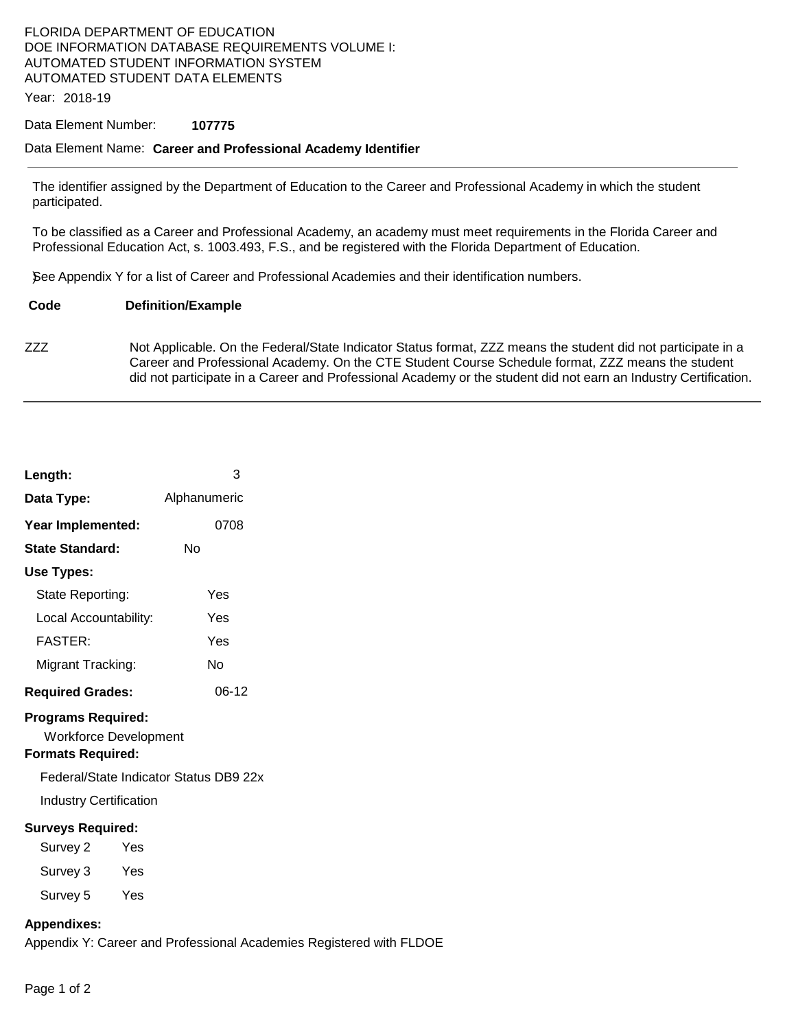FLORIDA DEPARTMENT OF EDUCATION
DOE INFORMATION DATABASE REQUIREMENTS VOLUME I:
AUTOMATED STUDENT INFORMATION SYSTEM
AUTOMATED STUDENT DATA ELEMENTS

Year: 2018-19

Data Element Number: **107775**

Data Element Name: **Career and Professional Academy Identifier**

---

The identifier assigned by the Department of Education to the Career and Professional Academy in which the student participated.

To be classified as a Career and Professional Academy, an academy must meet requirements in the Florida Career and Professional Education Act, s. 1003.493, F.S., and be registered with the Florida Department of Education.

See Appendix Y for a list of Career and Professional Academies and their identification numbers.

| Code | Definition/Example |
|---|---|
| ZZZ | Not Applicable. On the Federal/State Indicator Status format, ZZZ means the student did not participate in a Career and Professional Academy. On the CTE Student Course Schedule format, ZZZ means the student did not participate in a Career and Professional Academy or the student did not earn an Industry Certification. |

---

**Length:** 3

**Data Type:** Alphanumeric

**Year Implemented:** 0708

**State Standard:** No

**Use Types:**

- State Reporting: Yes
- Local Accountability: Yes
- FASTER: Yes
- Migrant Tracking: No

**Required Grades:** 06-12

**Programs Required:**

Workforce Development

**Formats Required:**

Federal/State Indicator Status DB9 22x

Industry Certification

**Surveys Required:**

- Survey 2 Yes
- Survey 3 Yes
- Survey 5 Yes

**Appendixes:**

Appendix Y: Career and Professional Academies Registered with FLDOE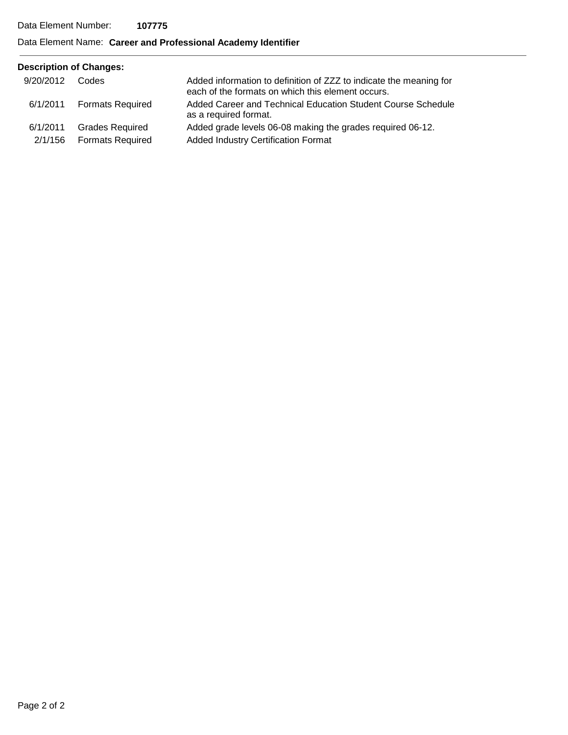Data Element Number: **107775**

Data Element Name: **Career and Professional Academy Identifier**

**Description of Changes:**

| | | |
|---|---|---|
| 9/20/2012 | Codes | Added information to definition of ZZZ to indicate the meaning for each of the formats on which this element occurs. |
| 6/1/2011 | Formats Required | Added Career and Technical Education Student Course Schedule as a required format. |
| 6/1/2011 | Grades Required | Added grade levels 06-08 making the grades required 06-12. |
| 2/1/156 | Formats Required | Added Industry Certification Format |